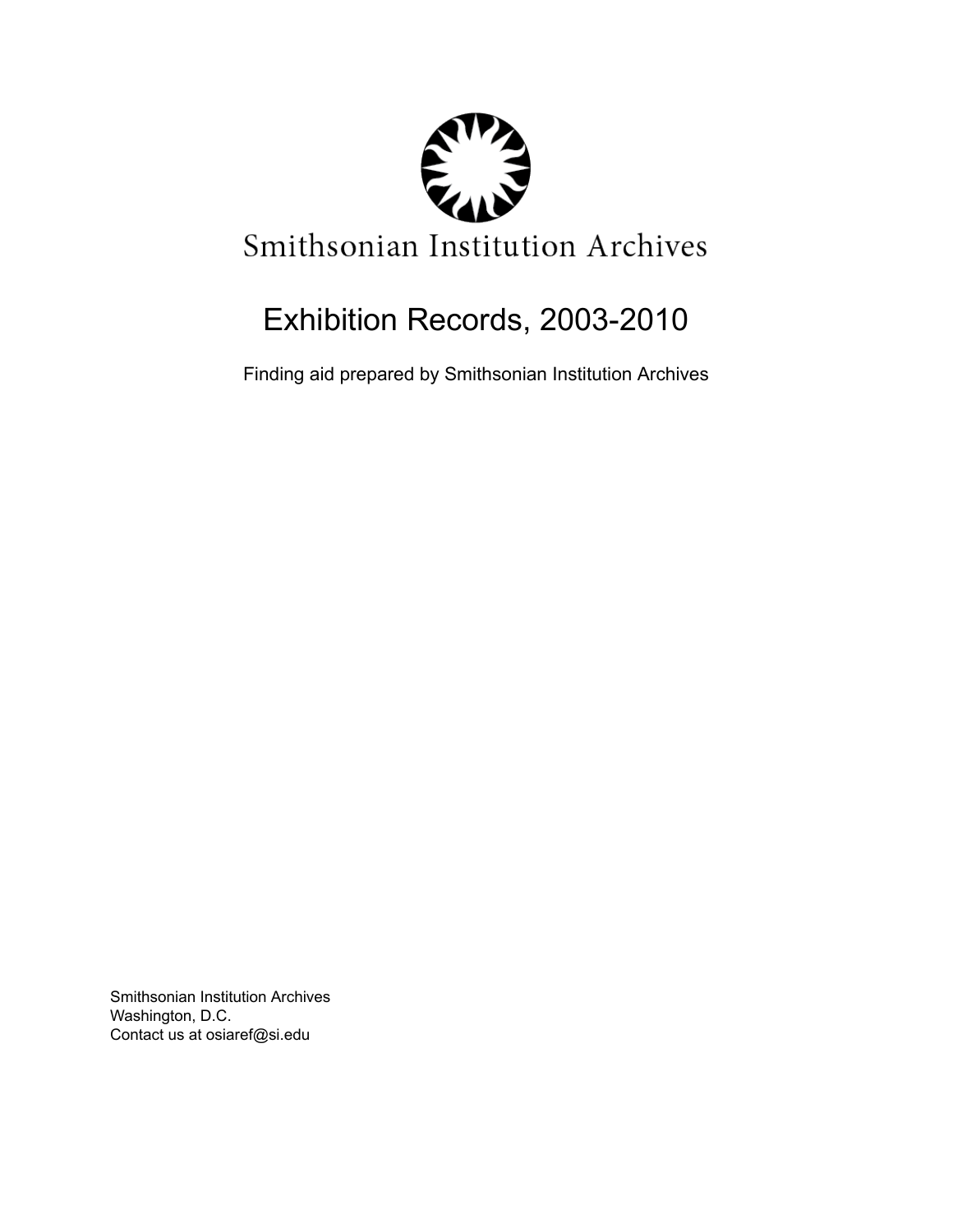Smithsonian Institution Archives

# Exhibition Records, 2003-2010

Finding aid prepared by Smithsonian Institution Archives

Smithsonian Institution Archives
Washington, D.C.
Contact us at osiaref@si.edu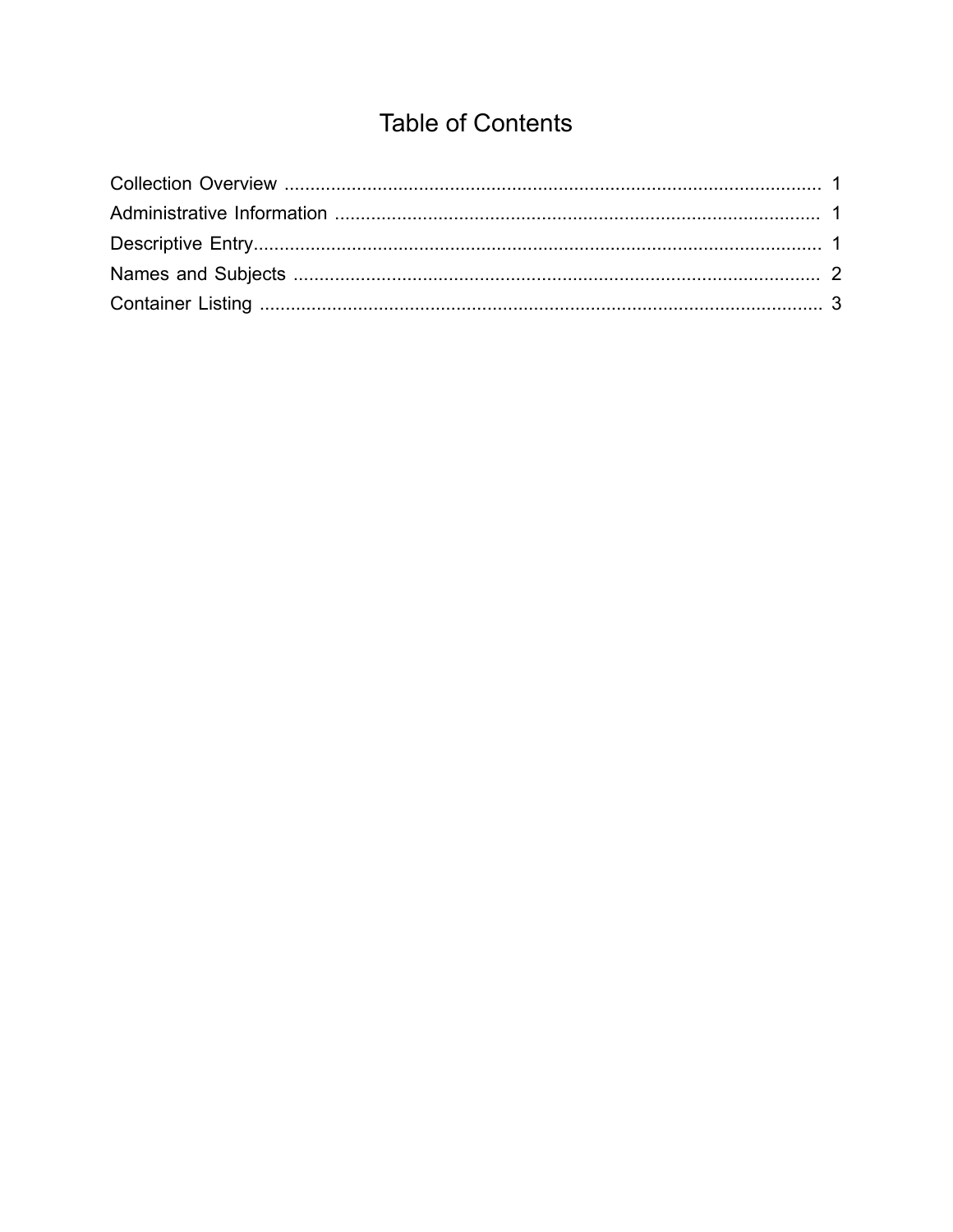# Table of Contents

Collection Overview ........................................................................................................ 1
Administrative Information ............................................................................................. 1
Descriptive Entry............................................................................................................. 1
Names and Subjects ...................................................................................................... 2
Container Listing ............................................................................................................ 3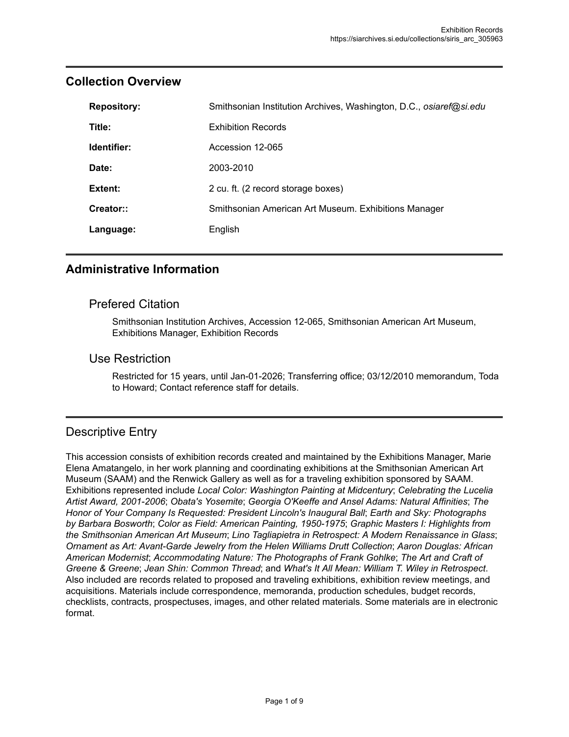## Collection Overview

| | |
|---|---|
| **Repository:** | Smithsonian Institution Archives, Washington, D.C., *osiaref@si.edu* |
| **Title:** | Exhibition Records |
| **Identifier:** | Accession 12-065 |
| **Date:** | 2003-2010 |
| **Extent:** | 2 cu. ft. (2 record storage boxes) |
| **Creator::** | Smithsonian American Art Museum. Exhibitions Manager |
| **Language:** | English |

## Administrative Information

### Prefered Citation

Smithsonian Institution Archives, Accession 12-065, Smithsonian American Art Museum, Exhibitions Manager, Exhibition Records

### Use Restriction

Restricted for 15 years, until Jan-01-2026; Transferring office; 03/12/2010 memorandum, Toda to Howard; Contact reference staff for details.

## Descriptive Entry

This accession consists of exhibition records created and maintained by the Exhibitions Manager, Marie Elena Amatangelo, in her work planning and coordinating exhibitions at the Smithsonian American Art Museum (SAAM) and the Renwick Gallery as well as for a traveling exhibition sponsored by SAAM. Exhibitions represented include *Local Color: Washington Painting at Midcentury*; *Celebrating the Lucelia Artist Award, 2001-2006*; *Obata's Yosemite*; *Georgia O'Keeffe and Ansel Adams: Natural Affinities*; *The Honor of Your Company Is Requested: President Lincoln's Inaugural Ball*; *Earth and Sky: Photographs by Barbara Bosworth*; *Color as Field: American Painting, 1950-1975*; *Graphic Masters I: Highlights from the Smithsonian American Art Museum*; *Lino Tagliapietra in Retrospect: A Modern Renaissance in Glass*; *Ornament as Art: Avant-Garde Jewelry from the Helen Williams Drutt Collection*; *Aaron Douglas: African American Modernist*; *Accommodating Nature: The Photographs of Frank Gohlke*; *The Art and Craft of Greene & Greene*; *Jean Shin: Common Thread*; and *What's It All Mean: William T. Wiley in Retrospect*. Also included are records related to proposed and traveling exhibitions, exhibition review meetings, and acquisitions. Materials include correspondence, memoranda, production schedules, budget records, checklists, contracts, prospectuses, images, and other related materials. Some materials are in electronic format.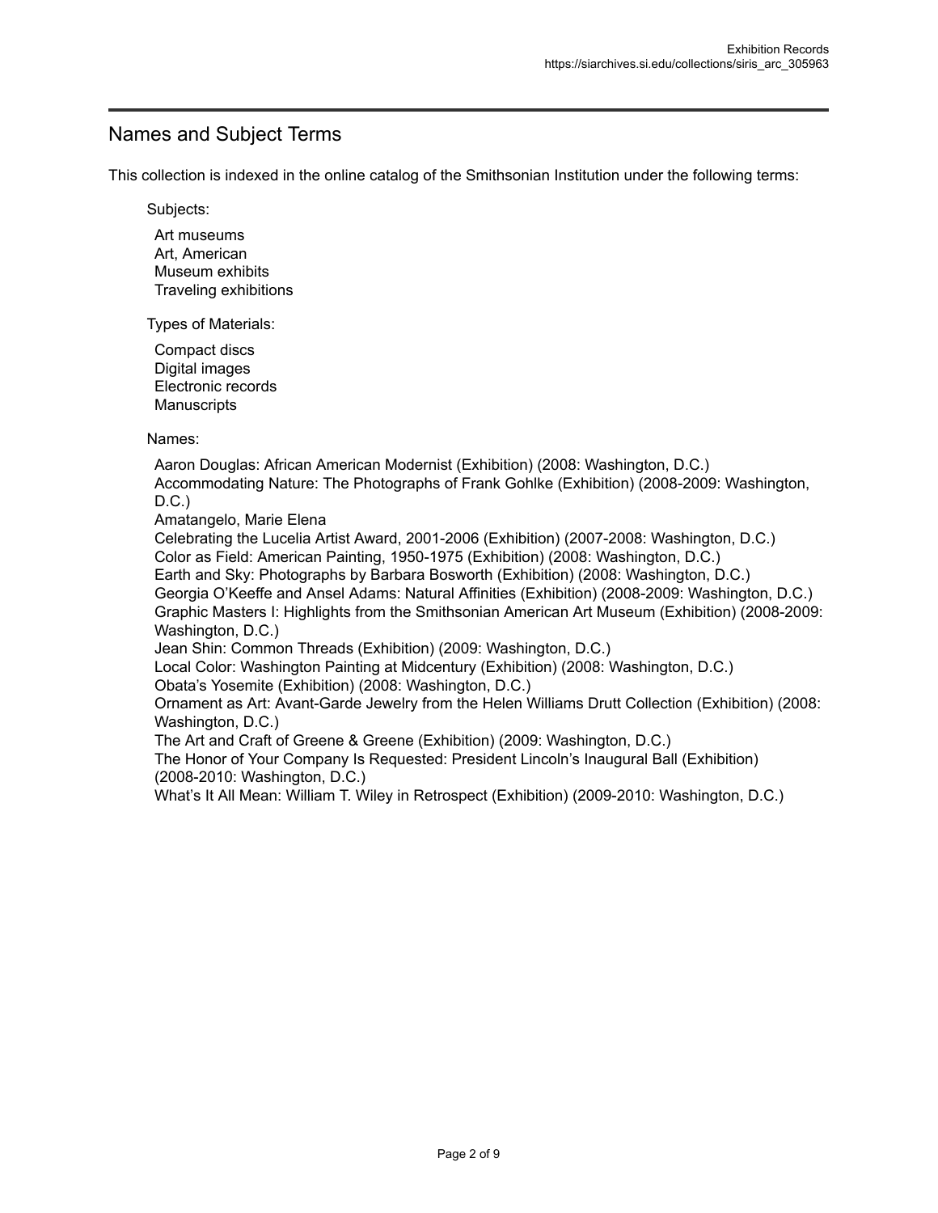## Names and Subject Terms

This collection is indexed in the online catalog of the Smithsonian Institution under the following terms:

Subjects:

- Art museums
- Art, American
- Museum exhibits
- Traveling exhibitions

Types of Materials:

- Compact discs
- Digital images
- Electronic records
- Manuscripts

Names:

- Aaron Douglas: African American Modernist (Exhibition) (2008: Washington, D.C.)
- Accommodating Nature: The Photographs of Frank Gohlke (Exhibition) (2008-2009: Washington, D.C.)
- Amatangelo, Marie Elena
- Celebrating the Lucelia Artist Award, 2001-2006 (Exhibition) (2007-2008: Washington, D.C.)
- Color as Field: American Painting, 1950-1975 (Exhibition) (2008: Washington, D.C.)
- Earth and Sky: Photographs by Barbara Bosworth (Exhibition) (2008: Washington, D.C.)
- Georgia O'Keeffe and Ansel Adams: Natural Affinities (Exhibition) (2008-2009: Washington, D.C.)
- Graphic Masters I: Highlights from the Smithsonian American Art Museum (Exhibition) (2008-2009: Washington, D.C.)
- Jean Shin: Common Threads (Exhibition) (2009: Washington, D.C.)
- Local Color: Washington Painting at Midcentury (Exhibition) (2008: Washington, D.C.)
- Obata's Yosemite (Exhibition) (2008: Washington, D.C.)
- Ornament as Art: Avant-Garde Jewelry from the Helen Williams Drutt Collection (Exhibition) (2008: Washington, D.C.)
- The Art and Craft of Greene & Greene (Exhibition) (2009: Washington, D.C.)
- The Honor of Your Company Is Requested: President Lincoln's Inaugural Ball (Exhibition) (2008-2010: Washington, D.C.)
- What's It All Mean: William T. Wiley in Retrospect (Exhibition) (2009-2010: Washington, D.C.)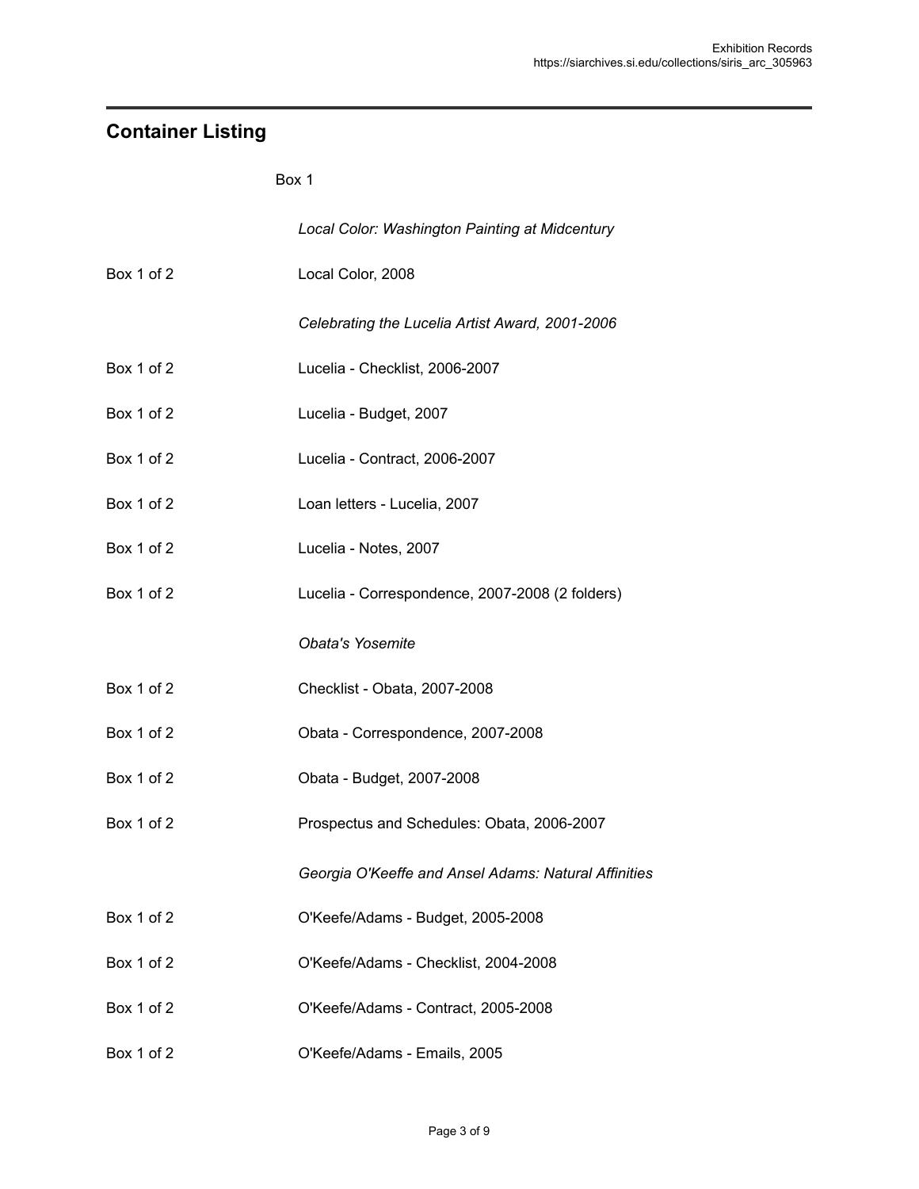## Container Listing

Box 1

*Local Color: Washington Painting at Midcentury*

| | |
|---|---|
| Box 1 of 2 | Local Color, 2008 |
| | *Celebrating the Lucelia Artist Award, 2001-2006* |
| Box 1 of 2 | Lucelia - Checklist, 2006-2007 |
| Box 1 of 2 | Lucelia - Budget, 2007 |
| Box 1 of 2 | Lucelia - Contract, 2006-2007 |
| Box 1 of 2 | Loan letters - Lucelia, 2007 |
| Box 1 of 2 | Lucelia - Notes, 2007 |
| Box 1 of 2 | Lucelia - Correspondence, 2007-2008 (2 folders) |
| | *Obata's Yosemite* |
| Box 1 of 2 | Checklist - Obata, 2007-2008 |
| Box 1 of 2 | Obata - Correspondence, 2007-2008 |
| Box 1 of 2 | Obata - Budget, 2007-2008 |
| Box 1 of 2 | Prospectus and Schedules: Obata, 2006-2007 |
| | *Georgia O'Keeffe and Ansel Adams: Natural Affinities* |
| Box 1 of 2 | O'Keefe/Adams - Budget, 2005-2008 |
| Box 1 of 2 | O'Keefe/Adams - Checklist, 2004-2008 |
| Box 1 of 2 | O'Keefe/Adams - Contract, 2005-2008 |
| Box 1 of 2 | O'Keefe/Adams - Emails, 2005 |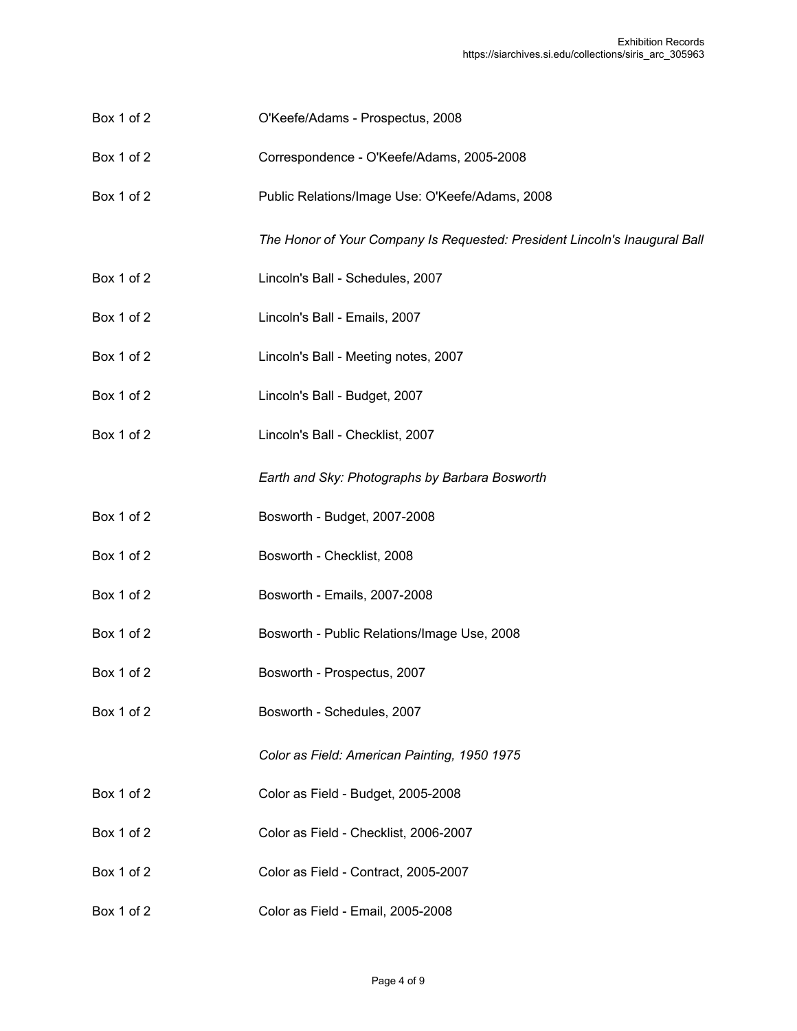| | |
|---|---|
| Box 1 of 2 | O'Keefe/Adams - Prospectus, 2008 |
| Box 1 of 2 | Correspondence - O'Keefe/Adams, 2005-2008 |
| Box 1 of 2 | Public Relations/Image Use: O'Keefe/Adams, 2008 |
| | *The Honor of Your Company Is Requested: President Lincoln's Inaugural Ball* |
| Box 1 of 2 | Lincoln's Ball - Schedules, 2007 |
| Box 1 of 2 | Lincoln's Ball - Emails, 2007 |
| Box 1 of 2 | Lincoln's Ball - Meeting notes, 2007 |
| Box 1 of 2 | Lincoln's Ball - Budget, 2007 |
| Box 1 of 2 | Lincoln's Ball - Checklist, 2007 |
| | *Earth and Sky: Photographs by Barbara Bosworth* |
| Box 1 of 2 | Bosworth - Budget, 2007-2008 |
| Box 1 of 2 | Bosworth - Checklist, 2008 |
| Box 1 of 2 | Bosworth - Emails, 2007-2008 |
| Box 1 of 2 | Bosworth - Public Relations/Image Use, 2008 |
| Box 1 of 2 | Bosworth - Prospectus, 2007 |
| Box 1 of 2 | Bosworth - Schedules, 2007 |
| | *Color as Field: American Painting, 1950 1975* |
| Box 1 of 2 | Color as Field - Budget, 2005-2008 |
| Box 1 of 2 | Color as Field - Checklist, 2006-2007 |
| Box 1 of 2 | Color as Field - Contract, 2005-2007 |
| Box 1 of 2 | Color as Field - Email, 2005-2008 |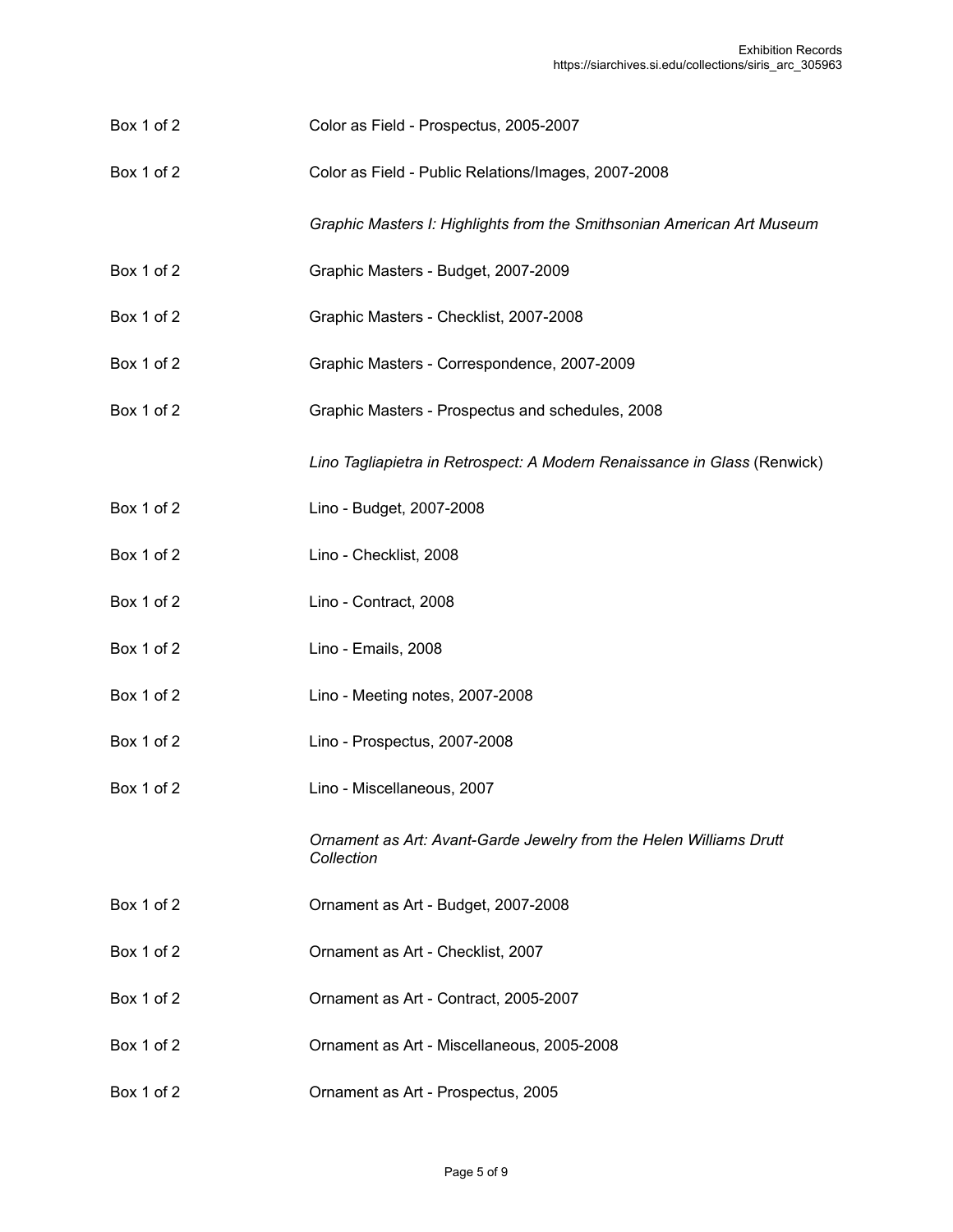| | |
|---|---|
| Box 1 of 2 | Color as Field - Prospectus, 2005-2007 |
| Box 1 of 2 | Color as Field - Public Relations/Images, 2007-2008 |
| | *Graphic Masters I: Highlights from the Smithsonian American Art Museum* |
| Box 1 of 2 | Graphic Masters - Budget, 2007-2009 |
| Box 1 of 2 | Graphic Masters - Checklist, 2007-2008 |
| Box 1 of 2 | Graphic Masters - Correspondence, 2007-2009 |
| Box 1 of 2 | Graphic Masters - Prospectus and schedules, 2008 |
| | *Lino Tagliapietra in Retrospect: A Modern Renaissance in Glass* (Renwick) |
| Box 1 of 2 | Lino - Budget, 2007-2008 |
| Box 1 of 2 | Lino - Checklist, 2008 |
| Box 1 of 2 | Lino - Contract, 2008 |
| Box 1 of 2 | Lino - Emails, 2008 |
| Box 1 of 2 | Lino - Meeting notes, 2007-2008 |
| Box 1 of 2 | Lino - Prospectus, 2007-2008 |
| Box 1 of 2 | Lino - Miscellaneous, 2007 |
| | *Ornament as Art: Avant-Garde Jewelry from the Helen Williams Drutt Collection* |
| Box 1 of 2 | Ornament as Art - Budget, 2007-2008 |
| Box 1 of 2 | Ornament as Art - Checklist, 2007 |
| Box 1 of 2 | Ornament as Art - Contract, 2005-2007 |
| Box 1 of 2 | Ornament as Art - Miscellaneous, 2005-2008 |
| Box 1 of 2 | Ornament as Art - Prospectus, 2005 |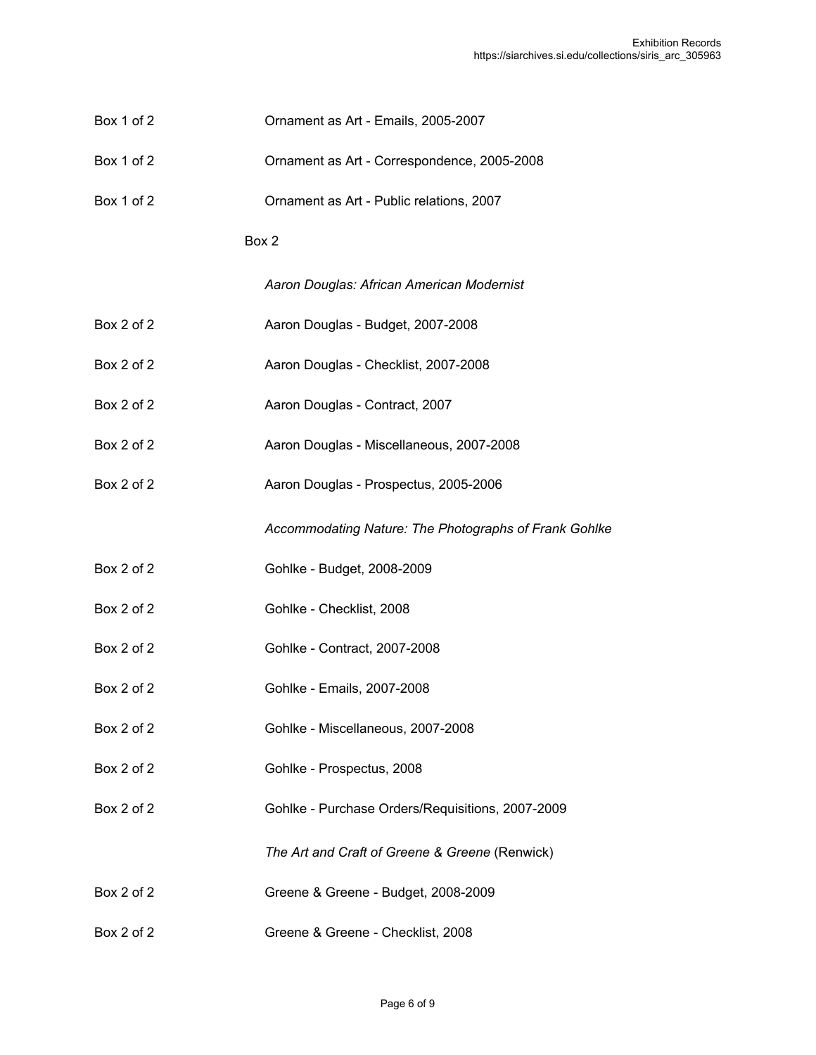| | |
|---|---|
| Box 1 of 2 | Ornament as Art - Emails, 2005-2007 |
| Box 1 of 2 | Ornament as Art - Correspondence, 2005-2008 |
| Box 1 of 2 | Ornament as Art - Public relations, 2007 |

Box 2

*Aaron Douglas: African American Modernist*

| | |
|---|---|
| Box 2 of 2 | Aaron Douglas - Budget, 2007-2008 |
| Box 2 of 2 | Aaron Douglas - Checklist, 2007-2008 |
| Box 2 of 2 | Aaron Douglas - Contract, 2007 |
| Box 2 of 2 | Aaron Douglas - Miscellaneous, 2007-2008 |
| Box 2 of 2 | Aaron Douglas - Prospectus, 2005-2006 |

*Accommodating Nature: The Photographs of Frank Gohlke*

| | |
|---|---|
| Box 2 of 2 | Gohlke - Budget, 2008-2009 |
| Box 2 of 2 | Gohlke - Checklist, 2008 |
| Box 2 of 2 | Gohlke - Contract, 2007-2008 |
| Box 2 of 2 | Gohlke - Emails, 2007-2008 |
| Box 2 of 2 | Gohlke - Miscellaneous, 2007-2008 |
| Box 2 of 2 | Gohlke - Prospectus, 2008 |
| Box 2 of 2 | Gohlke - Purchase Orders/Requisitions, 2007-2009 |

*The Art and Craft of Greene & Greene* (Renwick)

| | |
|---|---|
| Box 2 of 2 | Greene & Greene - Budget, 2008-2009 |
| Box 2 of 2 | Greene & Greene - Checklist, 2008 |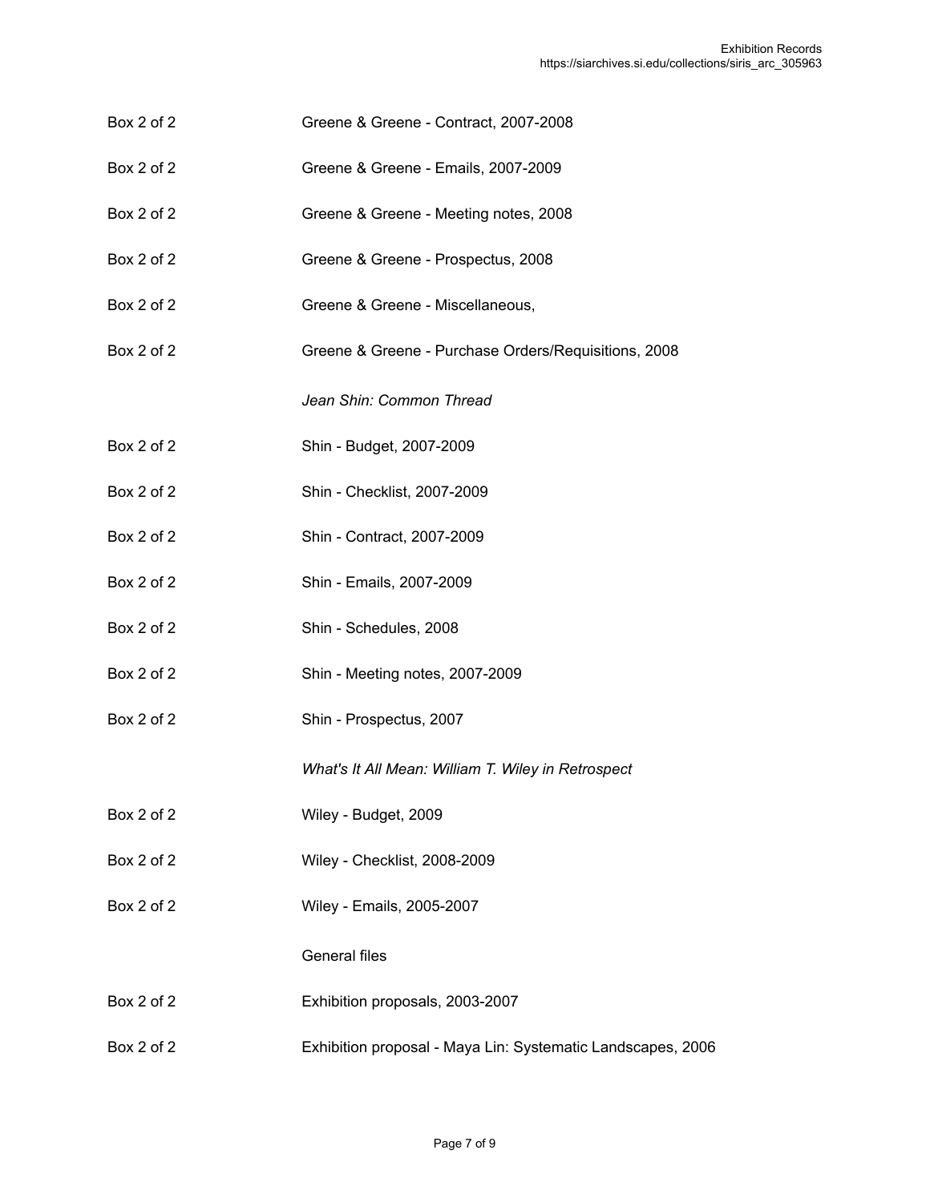| | |
|---|---|
| Box 2 of 2 | Greene & Greene - Contract, 2007-2008 |
| Box 2 of 2 | Greene & Greene - Emails, 2007-2009 |
| Box 2 of 2 | Greene & Greene - Meeting notes, 2008 |
| Box 2 of 2 | Greene & Greene - Prospectus, 2008 |
| Box 2 of 2 | Greene & Greene - Miscellaneous, |
| Box 2 of 2 | Greene & Greene - Purchase Orders/Requisitions, 2008 |

*Jean Shin: Common Thread*

| | |
|---|---|
| Box 2 of 2 | Shin - Budget, 2007-2009 |
| Box 2 of 2 | Shin - Checklist, 2007-2009 |
| Box 2 of 2 | Shin - Contract, 2007-2009 |
| Box 2 of 2 | Shin - Emails, 2007-2009 |
| Box 2 of 2 | Shin - Schedules, 2008 |
| Box 2 of 2 | Shin - Meeting notes, 2007-2009 |
| Box 2 of 2 | Shin - Prospectus, 2007 |

*What's It All Mean: William T. Wiley in Retrospect*

| | |
|---|---|
| Box 2 of 2 | Wiley - Budget, 2009 |
| Box 2 of 2 | Wiley - Checklist, 2008-2009 |
| Box 2 of 2 | Wiley - Emails, 2005-2007 |

General files

| | |
|---|---|
| Box 2 of 2 | Exhibition proposals, 2003-2007 |
| Box 2 of 2 | Exhibition proposal - Maya Lin: Systematic Landscapes, 2006 |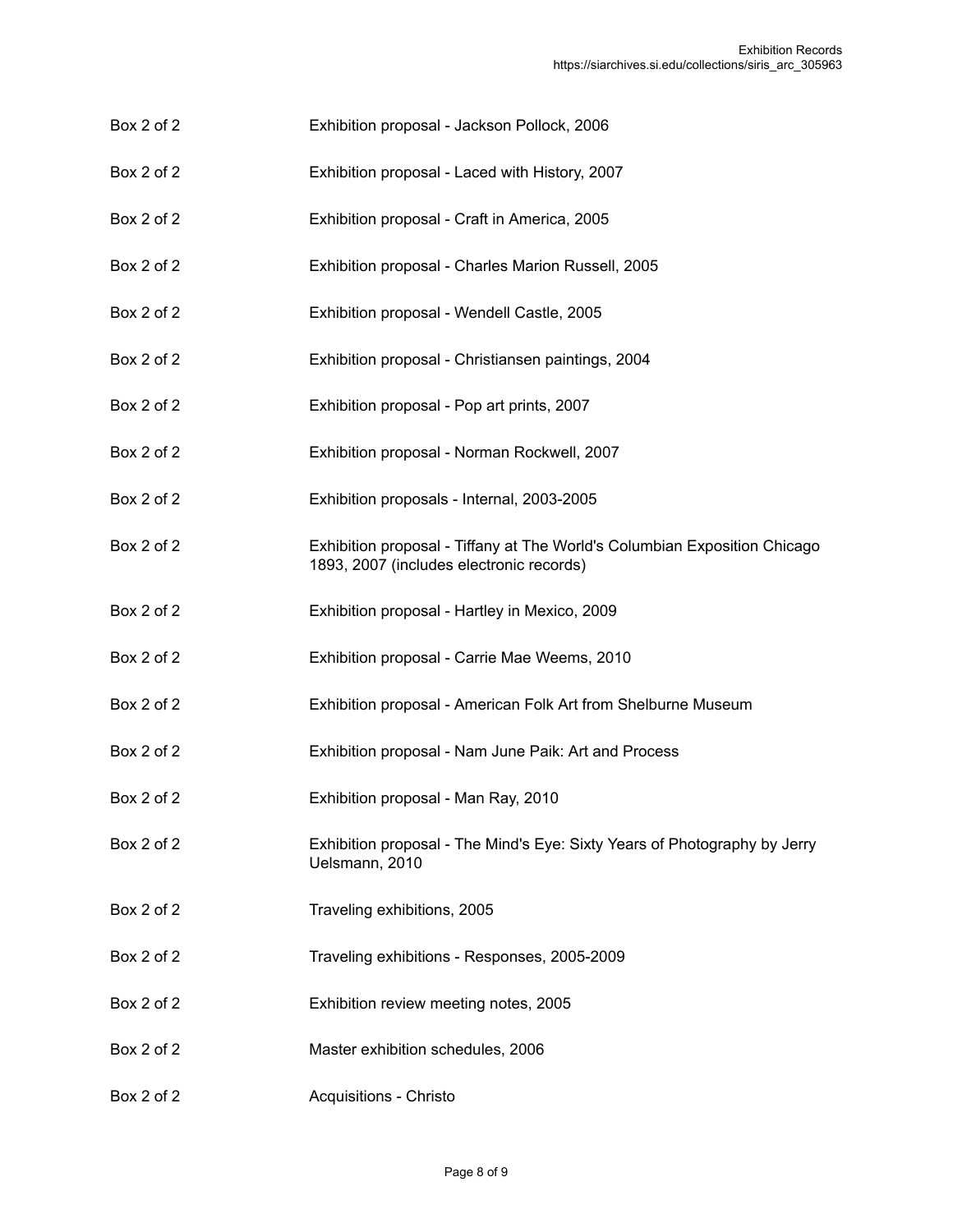| | |
|---|---|
| Box 2 of 2 | Exhibition proposal - Jackson Pollock, 2006 |
| Box 2 of 2 | Exhibition proposal - Laced with History, 2007 |
| Box 2 of 2 | Exhibition proposal - Craft in America, 2005 |
| Box 2 of 2 | Exhibition proposal - Charles Marion Russell, 2005 |
| Box 2 of 2 | Exhibition proposal - Wendell Castle, 2005 |
| Box 2 of 2 | Exhibition proposal - Christiansen paintings, 2004 |
| Box 2 of 2 | Exhibition proposal - Pop art prints, 2007 |
| Box 2 of 2 | Exhibition proposal - Norman Rockwell, 2007 |
| Box 2 of 2 | Exhibition proposals - Internal, 2003-2005 |
| Box 2 of 2 | Exhibition proposal - Tiffany at The World's Columbian Exposition Chicago 1893, 2007 (includes electronic records) |
| Box 2 of 2 | Exhibition proposal - Hartley in Mexico, 2009 |
| Box 2 of 2 | Exhibition proposal - Carrie Mae Weems, 2010 |
| Box 2 of 2 | Exhibition proposal - American Folk Art from Shelburne Museum |
| Box 2 of 2 | Exhibition proposal - Nam June Paik: Art and Process |
| Box 2 of 2 | Exhibition proposal - Man Ray, 2010 |
| Box 2 of 2 | Exhibition proposal - The Mind's Eye: Sixty Years of Photography by Jerry Uelsmann, 2010 |
| Box 2 of 2 | Traveling exhibitions, 2005 |
| Box 2 of 2 | Traveling exhibitions - Responses, 2005-2009 |
| Box 2 of 2 | Exhibition review meeting notes, 2005 |
| Box 2 of 2 | Master exhibition schedules, 2006 |
| Box 2 of 2 | Acquisitions - Christo |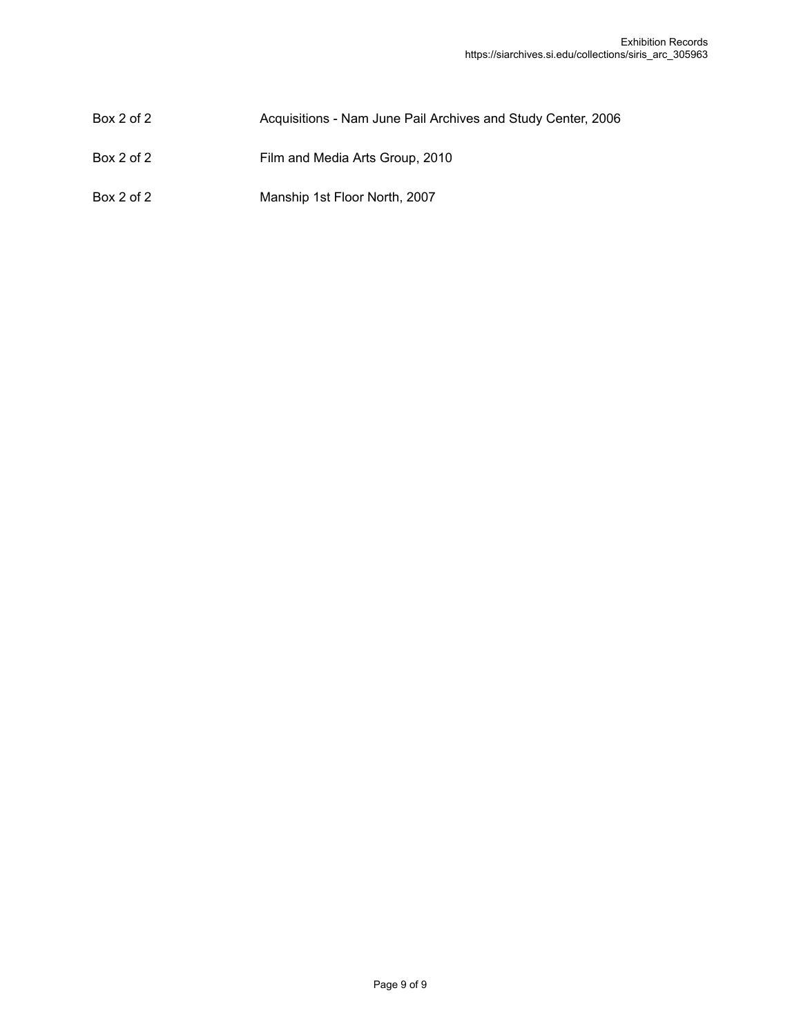| | |
|---|---|
| Box 2 of 2 | Acquisitions - Nam June Pail Archives and Study Center, 2006 |
| Box 2 of 2 | Film and Media Arts Group, 2010 |
| Box 2 of 2 | Manship 1st Floor North, 2007 |